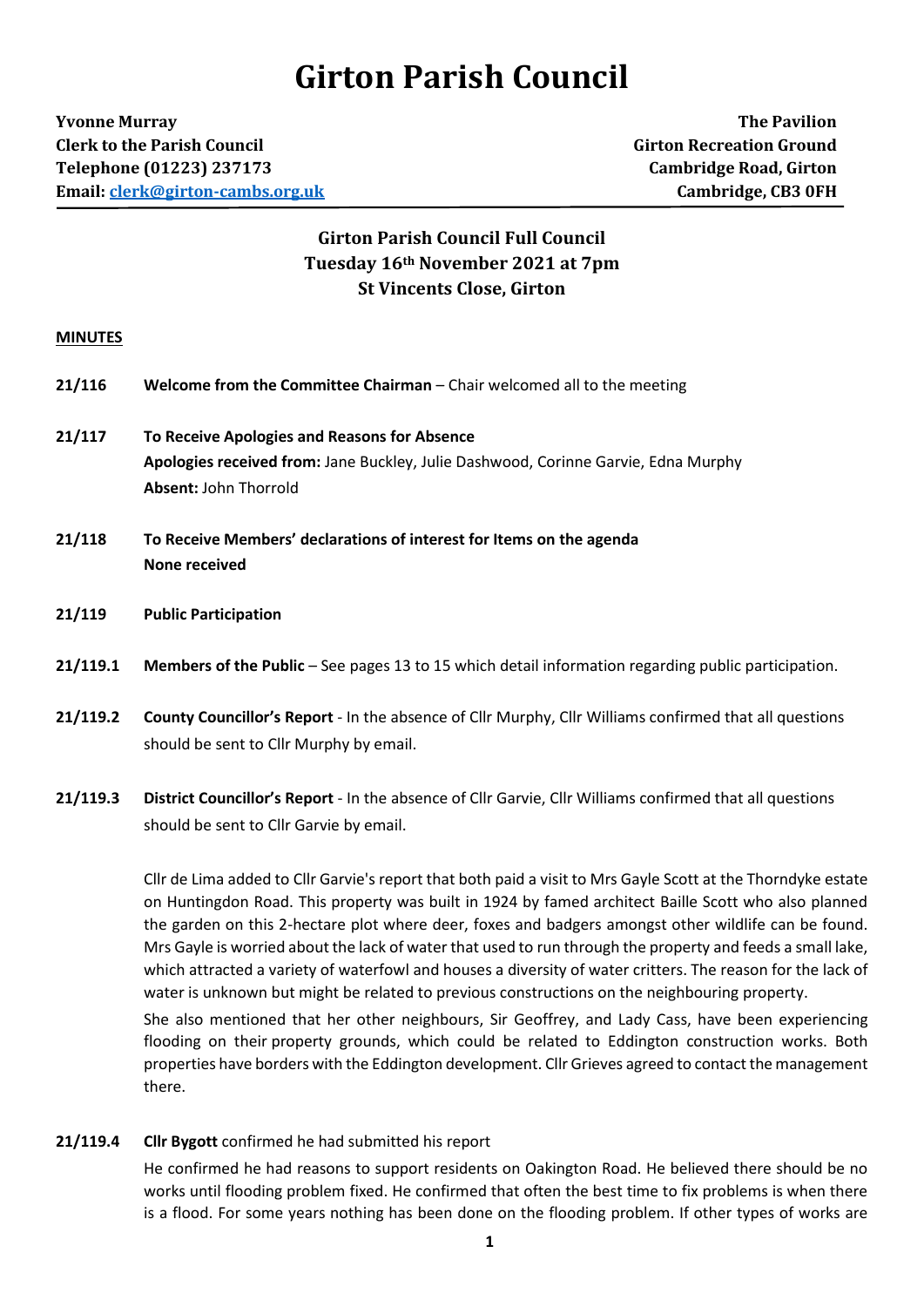# Girton Parish Council

**Yvonne Murray**
**Clerk to the Parish Council**
**Telephone (01223) 237173**
**Email: [clerk@girton-cambs.org.uk](mailto:clerk@girton-cambs.org.uk)**

**The Pavilion**
**Girton Recreation Ground**
**Cambridge Road, Girton**
**Cambridge, CB3 0FH**

## Girton Parish Council Full Council
## Tuesday 16th November 2021 at 7pm
## St Vincents Close, Girton

**MINUTES**

**21/116** **Welcome from the Committee Chairman** – Chair welcomed all to the meeting

**21/117** **To Receive Apologies and Reasons for Absence**
**Apologies received from:** Jane Buckley, Julie Dashwood, Corinne Garvie, Edna Murphy
**Absent:** John Thorrold

**21/118** **To Receive Members' declarations of interest for Items on the agenda**
**None received**

**21/119** **Public Participation**

**21/119.1** **Members of the Public** – See pages 13 to 15 which detail information regarding public participation.

**21/119.2** **County Councillor's Report** - In the absence of Cllr Murphy, Cllr Williams confirmed that all questions should be sent to Cllr Murphy by email.

**21/119.3** **District Councillor's Report** - In the absence of Cllr Garvie, Cllr Williams confirmed that all questions should be sent to Cllr Garvie by email.

Cllr de Lima added to Cllr Garvie's report that both paid a visit to Mrs Gayle Scott at the Thorndyke estate on Huntingdon Road. This property was built in 1924 by famed architect Baille Scott who also planned the garden on this 2-hectare plot where deer, foxes and badgers amongst other wildlife can be found. Mrs Gayle is worried about the lack of water that used to run through the property and feeds a small lake, which attracted a variety of waterfowl and houses a diversity of water critters. The reason for the lack of water is unknown but might be related to previous constructions on the neighbouring property.

She also mentioned that her other neighbours, Sir Geoffrey, and Lady Cass, have been experiencing flooding on their property grounds, which could be related to Eddington construction works. Both properties have borders with the Eddington development. Cllr Grieves agreed to contact the management there.

**21/119.4** **Cllr Bygott** confirmed he had submitted his report

He confirmed he had reasons to support residents on Oakington Road. He believed there should be no works until flooding problem fixed. He confirmed that often the best time to fix problems is when there is a flood. For some years nothing has been done on the flooding problem. If other types of works are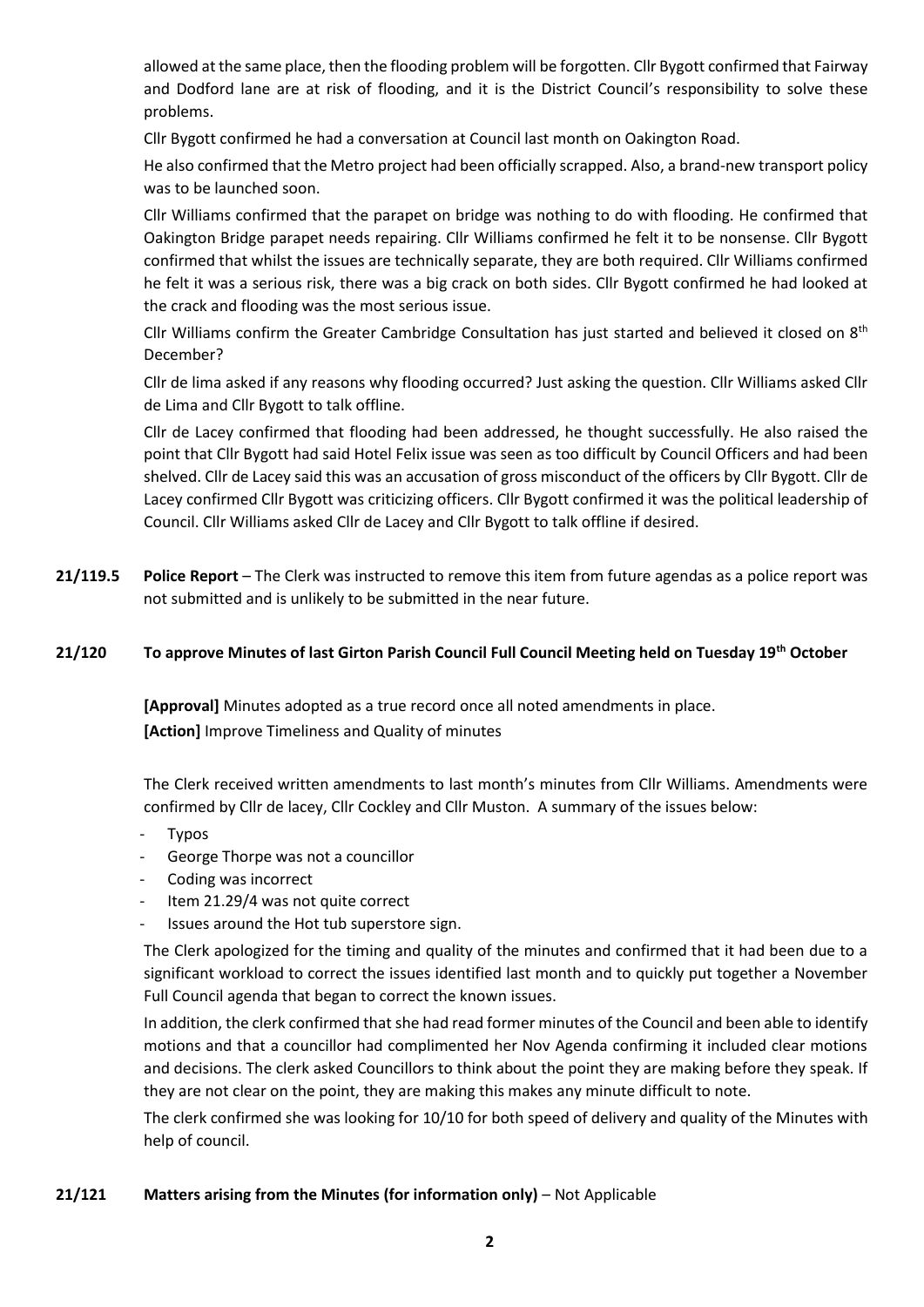allowed at the same place, then the flooding problem will be forgotten. Cllr Bygott confirmed that Fairway and Dodford lane are at risk of flooding, and it is the District Council's responsibility to solve these problems.

Cllr Bygott confirmed he had a conversation at Council last month on Oakington Road.

He also confirmed that the Metro project had been officially scrapped. Also, a brand-new transport policy was to be launched soon.

Cllr Williams confirmed that the parapet on bridge was nothing to do with flooding. He confirmed that Oakington Bridge parapet needs repairing. Cllr Williams confirmed he felt it to be nonsense. Cllr Bygott confirmed that whilst the issues are technically separate, they are both required. Cllr Williams confirmed he felt it was a serious risk, there was a big crack on both sides. Cllr Bygott confirmed he had looked at the crack and flooding was the most serious issue.

Cllr Williams confirm the Greater Cambridge Consultation has just started and believed it closed on 8th December?

Cllr de lima asked if any reasons why flooding occurred? Just asking the question. Cllr Williams asked Cllr de Lima and Cllr Bygott to talk offline.

Cllr de Lacey confirmed that flooding had been addressed, he thought successfully. He also raised the point that Cllr Bygott had said Hotel Felix issue was seen as too difficult by Council Officers and had been shelved. Cllr de Lacey said this was an accusation of gross misconduct of the officers by Cllr Bygott. Cllr de Lacey confirmed Cllr Bygott was criticizing officers. Cllr Bygott confirmed it was the political leadership of Council. Cllr Williams asked Cllr de Lacey and Cllr Bygott to talk offline if desired.

**21/119.5** **Police Report** – The Clerk was instructed to remove this item from future agendas as a police report was not submitted and is unlikely to be submitted in the near future.

**21/120** **To approve Minutes of last Girton Parish Council Full Council Meeting held on Tuesday 19th October**

**[Approval]** Minutes adopted as a true record once all noted amendments in place.
**[Action]** Improve Timeliness and Quality of minutes

The Clerk received written amendments to last month's minutes from Cllr Williams. Amendments were confirmed by Cllr de lacey, Cllr Cockley and Cllr Muston. A summary of the issues below:

- Typos
- George Thorpe was not a councillor
- Coding was incorrect
- Item 21.29/4 was not quite correct
- Issues around the Hot tub superstore sign.

The Clerk apologized for the timing and quality of the minutes and confirmed that it had been due to a significant workload to correct the issues identified last month and to quickly put together a November Full Council agenda that began to correct the known issues.

In addition, the clerk confirmed that she had read former minutes of the Council and been able to identify motions and that a councillor had complimented her Nov Agenda confirming it included clear motions and decisions. The clerk asked Councillors to think about the point they are making before they speak. If they are not clear on the point, they are making this makes any minute difficult to note.

The clerk confirmed she was looking for 10/10 for both speed of delivery and quality of the Minutes with help of council.

**21/121** **Matters arising from the Minutes (for information only)** – Not Applicable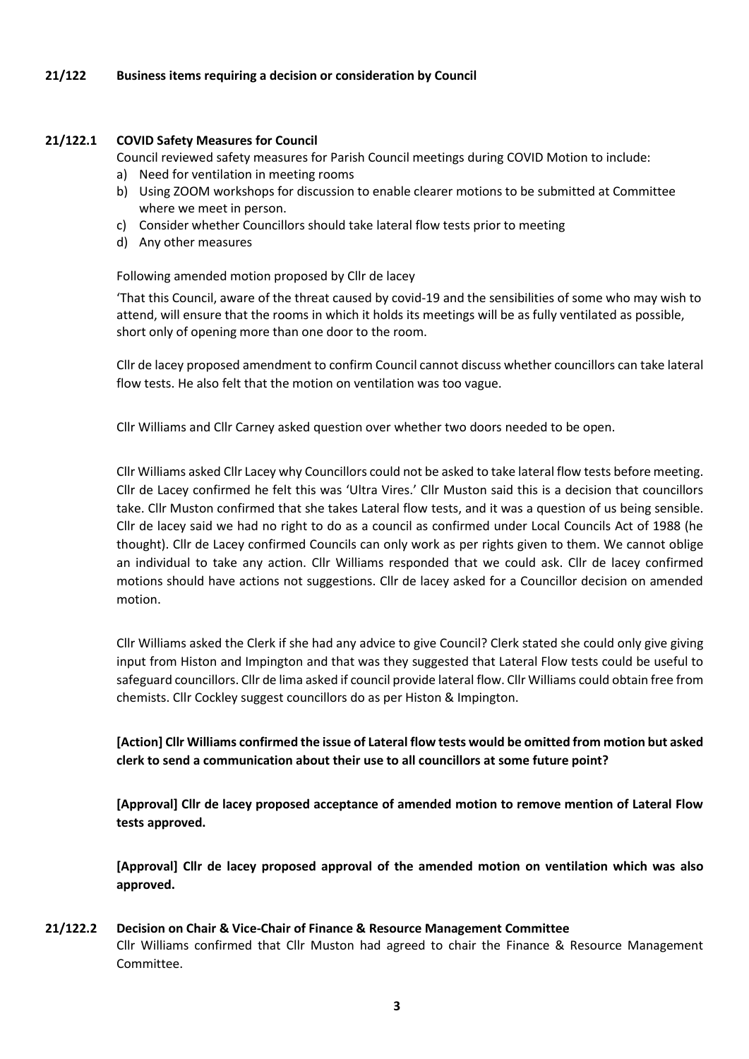## 21/122 Business items requiring a decision or consideration by Council

### 21/122.1 COVID Safety Measures for Council

Council reviewed safety measures for Parish Council meetings during COVID Motion to include:

a) Need for ventilation in meeting rooms
b) Using ZOOM workshops for discussion to enable clearer motions to be submitted at Committee where we meet in person.
c) Consider whether Councillors should take lateral flow tests prior to meeting
d) Any other measures

Following amended motion proposed by Cllr de lacey

'That this Council, aware of the threat caused by covid-19 and the sensibilities of some who may wish to attend, will ensure that the rooms in which it holds its meetings will be as fully ventilated as possible, short only of opening more than one door to the room.

Cllr de lacey proposed amendment to confirm Council cannot discuss whether councillors can take lateral flow tests. He also felt that the motion on ventilation was too vague.

Cllr Williams and Cllr Carney asked question over whether two doors needed to be open.

Cllr Williams asked Cllr Lacey why Councillors could not be asked to take lateral flow tests before meeting. Cllr de Lacey confirmed he felt this was 'Ultra Vires.' Cllr Muston said this is a decision that councillors take. Cllr Muston confirmed that she takes Lateral flow tests, and it was a question of us being sensible. Cllr de lacey said we had no right to do as a council as confirmed under Local Councils Act of 1988 (he thought). Cllr de Lacey confirmed Councils can only work as per rights given to them. We cannot oblige an individual to take any action. Cllr Williams responded that we could ask. Cllr de lacey confirmed motions should have actions not suggestions. Cllr de lacey asked for a Councillor decision on amended motion.

Cllr Williams asked the Clerk if she had any advice to give Council? Clerk stated she could only give giving input from Histon and Impington and that was they suggested that Lateral Flow tests could be useful to safeguard councillors. Cllr de lima asked if council provide lateral flow. Cllr Williams could obtain free from chemists. Cllr Cockley suggest councillors do as per Histon & Impington.

**[Action] Cllr Williams confirmed the issue of Lateral flow tests would be omitted from motion but asked clerk to send a communication about their use to all councillors at some future point?**

**[Approval] Cllr de lacey proposed acceptance of amended motion to remove mention of Lateral Flow tests approved.**

**[Approval] Cllr de lacey proposed approval of the amended motion on ventilation which was also approved.**

### 21/122.2 Decision on Chair & Vice-Chair of Finance & Resource Management Committee

Cllr Williams confirmed that Cllr Muston had agreed to chair the Finance & Resource Management Committee.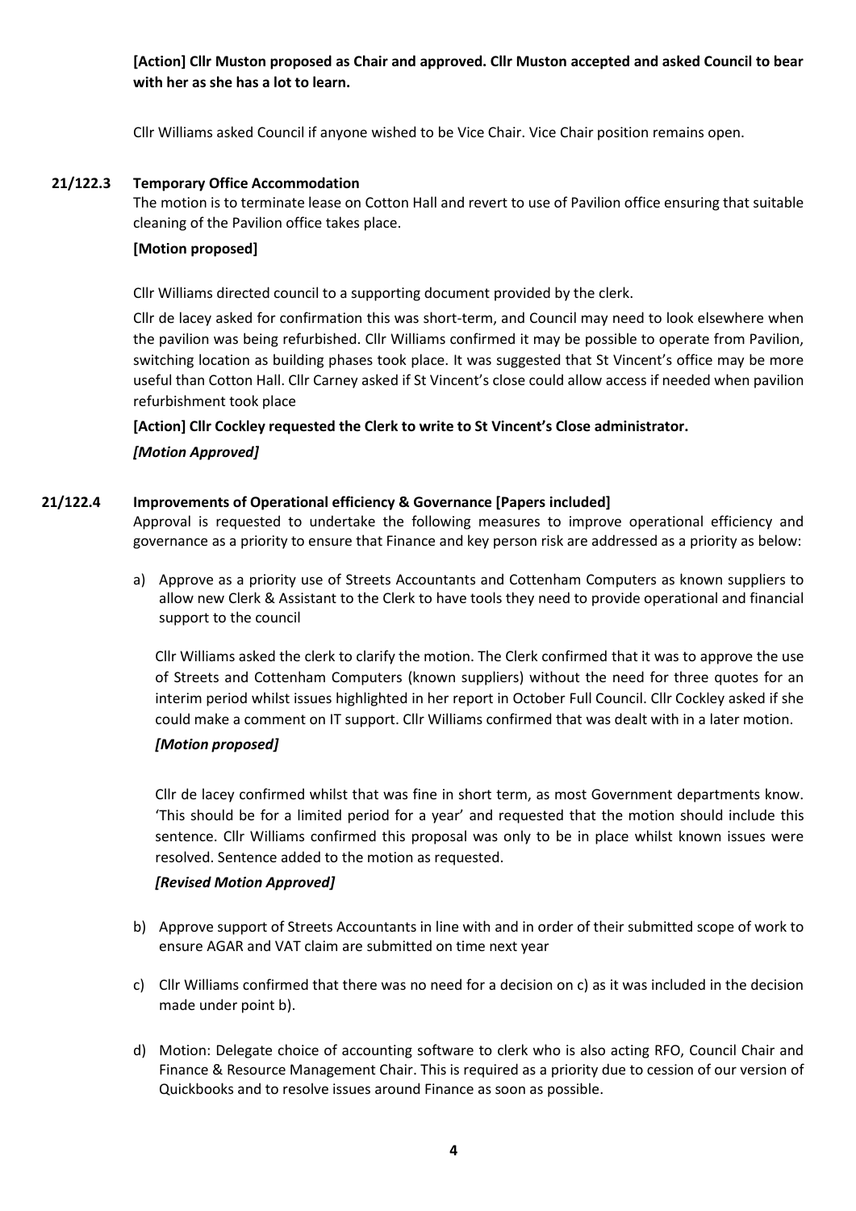**[Action] Cllr Muston proposed as Chair and approved. Cllr Muston accepted and asked Council to bear with her as she has a lot to learn.**

Cllr Williams asked Council if anyone wished to be Vice Chair. Vice Chair position remains open.

### 21/122.3 Temporary Office Accommodation

The motion is to terminate lease on Cotton Hall and revert to use of Pavilion office ensuring that suitable cleaning of the Pavilion office takes place.

**[Motion proposed]**

Cllr Williams directed council to a supporting document provided by the clerk.

Cllr de lacey asked for confirmation this was short-term, and Council may need to look elsewhere when the pavilion was being refurbished. Cllr Williams confirmed it may be possible to operate from Pavilion, switching location as building phases took place. It was suggested that St Vincent's office may be more useful than Cotton Hall. Cllr Carney asked if St Vincent's close could allow access if needed when pavilion refurbishment took place

**[Action] Cllr Cockley requested the Clerk to write to St Vincent's Close administrator.**

***[Motion Approved]***

### 21/122.4 Improvements of Operational efficiency & Governance [Papers included]

Approval is requested to undertake the following measures to improve operational efficiency and governance as a priority to ensure that Finance and key person risk are addressed as a priority as below:

a) Approve as a priority use of Streets Accountants and Cottenham Computers as known suppliers to allow new Clerk & Assistant to the Clerk to have tools they need to provide operational and financial support to the council

   Cllr Williams asked the clerk to clarify the motion. The Clerk confirmed that it was to approve the use of Streets and Cottenham Computers (known suppliers) without the need for three quotes for an interim period whilst issues highlighted in her report in October Full Council. Cllr Cockley asked if she could make a comment on IT support. Cllr Williams confirmed that was dealt with in a later motion.

   ***[Motion proposed]***

   Cllr de lacey confirmed whilst that was fine in short term, as most Government departments know. 'This should be for a limited period for a year' and requested that the motion should include this sentence. Cllr Williams confirmed this proposal was only to be in place whilst known issues were resolved. Sentence added to the motion as requested.

   ***[Revised Motion Approved]***

b) Approve support of Streets Accountants in line with and in order of their submitted scope of work to ensure AGAR and VAT claim are submitted on time next year

c) Cllr Williams confirmed that there was no need for a decision on c) as it was included in the decision made under point b).

d) Motion: Delegate choice of accounting software to clerk who is also acting RFO, Council Chair and Finance & Resource Management Chair. This is required as a priority due to cession of our version of Quickbooks and to resolve issues around Finance as soon as possible.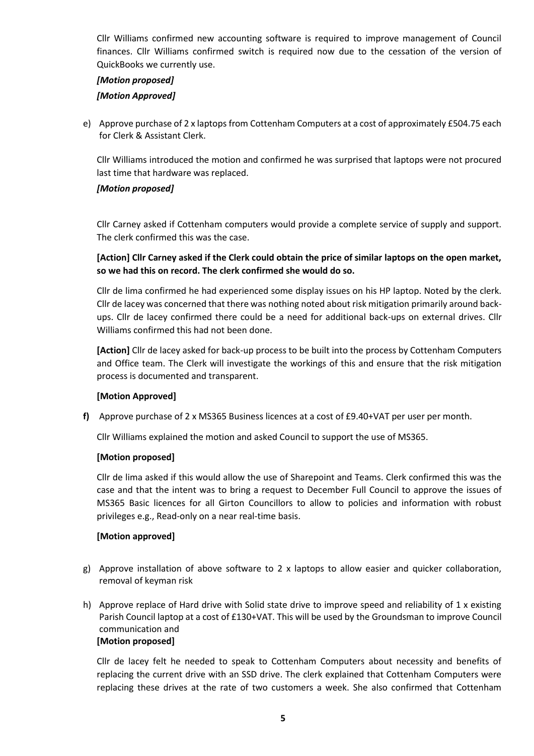Cllr Williams confirmed new accounting software is required to improve management of Council finances. Cllr Williams confirmed switch is required now due to the cessation of the version of QuickBooks we currently use.

***[Motion proposed]***

***[Motion Approved]***

e) Approve purchase of 2 x laptops from Cottenham Computers at a cost of approximately £504.75 each for Clerk & Assistant Clerk.

Cllr Williams introduced the motion and confirmed he was surprised that laptops were not procured last time that hardware was replaced.

***[Motion proposed]***

Cllr Carney asked if Cottenham computers would provide a complete service of supply and support. The clerk confirmed this was the case.

**[Action] Cllr Carney asked if the Clerk could obtain the price of similar laptops on the open market, so we had this on record. The clerk confirmed she would do so.**

Cllr de lima confirmed he had experienced some display issues on his HP laptop. Noted by the clerk. Cllr de lacey was concerned that there was nothing noted about risk mitigation primarily around back-ups. Cllr de lacey confirmed there could be a need for additional back-ups on external drives. Cllr Williams confirmed this had not been done.

**[Action]** Cllr de lacey asked for back-up process to be built into the process by Cottenham Computers and Office team. The Clerk will investigate the workings of this and ensure that the risk mitigation process is documented and transparent.

**[Motion Approved]**

**f)** Approve purchase of 2 x MS365 Business licences at a cost of £9.40+VAT per user per month.

Cllr Williams explained the motion and asked Council to support the use of MS365.

**[Motion proposed]**

Cllr de lima asked if this would allow the use of Sharepoint and Teams. Clerk confirmed this was the case and that the intent was to bring a request to December Full Council to approve the issues of MS365 Basic licences for all Girton Councillors to allow to policies and information with robust privileges e.g., Read-only on a near real-time basis.

**[Motion approved]**

g) Approve installation of above software to 2 x laptops to allow easier and quicker collaboration, removal of keyman risk

h) Approve replace of Hard drive with Solid state drive to improve speed and reliability of 1 x existing Parish Council laptop at a cost of £130+VAT. This will be used by the Groundsman to improve Council communication and

**[Motion proposed]**

Cllr de lacey felt he needed to speak to Cottenham Computers about necessity and benefits of replacing the current drive with an SSD drive. The clerk explained that Cottenham Computers were replacing these drives at the rate of two customers a week. She also confirmed that Cottenham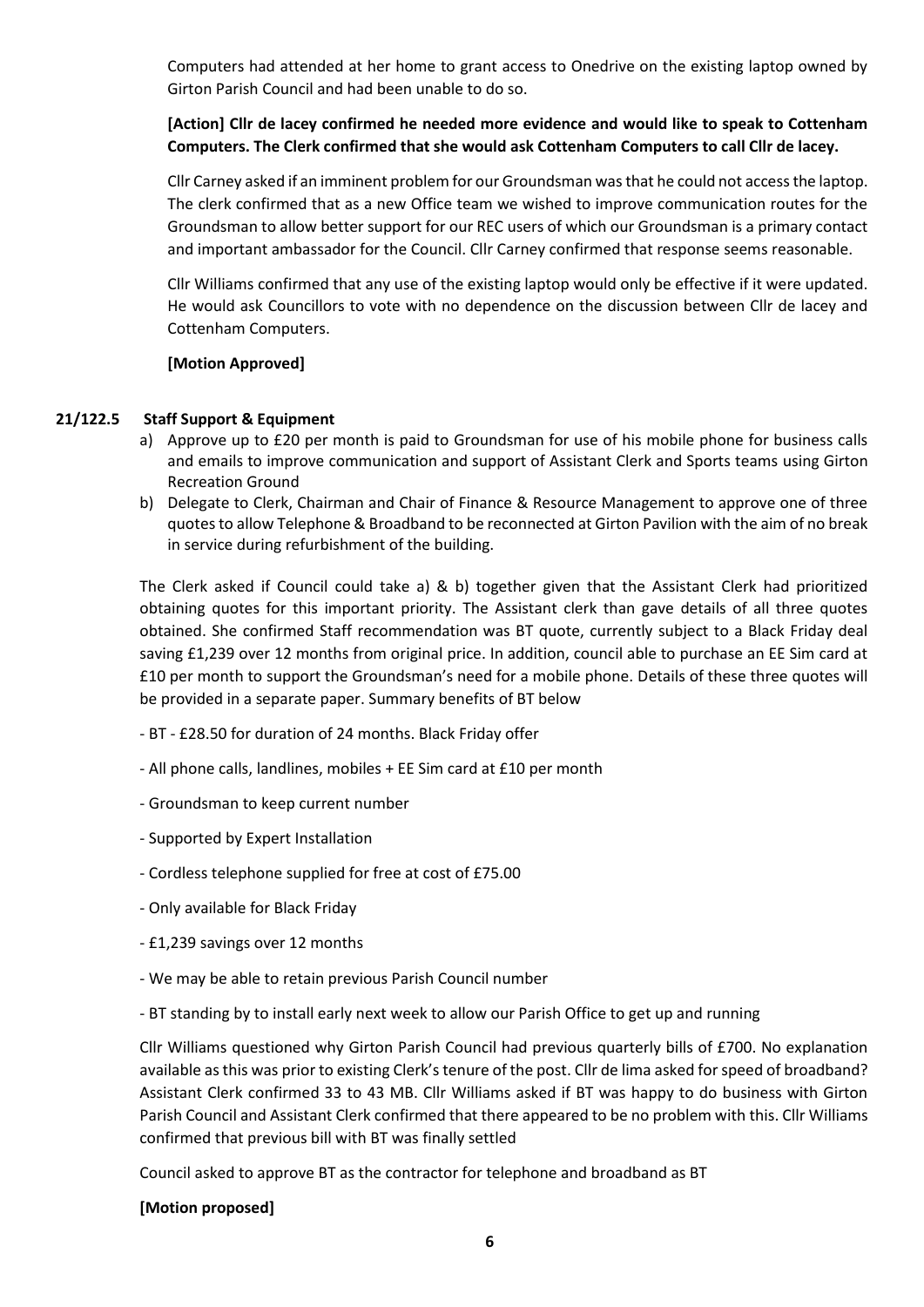Computers had attended at her home to grant access to Onedrive on the existing laptop owned by Girton Parish Council and had been unable to do so.

**[Action] Cllr de lacey confirmed he needed more evidence and would like to speak to Cottenham Computers. The Clerk confirmed that she would ask Cottenham Computers to call Cllr de lacey.**

Cllr Carney asked if an imminent problem for our Groundsman was that he could not access the laptop. The clerk confirmed that as a new Office team we wished to improve communication routes for the Groundsman to allow better support for our REC users of which our Groundsman is a primary contact and important ambassador for the Council. Cllr Carney confirmed that response seems reasonable.

Cllr Williams confirmed that any use of the existing laptop would only be effective if it were updated. He would ask Councillors to vote with no dependence on the discussion between Cllr de lacey and Cottenham Computers.

**[Motion Approved]**

**21/122.5 Staff Support & Equipment**

a) Approve up to £20 per month is paid to Groundsman for use of his mobile phone for business calls and emails to improve communication and support of Assistant Clerk and Sports teams using Girton Recreation Ground
b) Delegate to Clerk, Chairman and Chair of Finance & Resource Management to approve one of three quotes to allow Telephone & Broadband to be reconnected at Girton Pavilion with the aim of no break in service during refurbishment of the building.

The Clerk asked if Council could take a) & b) together given that the Assistant Clerk had prioritized obtaining quotes for this important priority. The Assistant clerk than gave details of all three quotes obtained. She confirmed Staff recommendation was BT quote, currently subject to a Black Friday deal saving £1,239 over 12 months from original price. In addition, council able to purchase an EE Sim card at £10 per month to support the Groundsman's need for a mobile phone. Details of these three quotes will be provided in a separate paper. Summary benefits of BT below

- BT - £28.50 for duration of 24 months. Black Friday offer
- All phone calls, landlines, mobiles + EE Sim card at £10 per month
- Groundsman to keep current number
- Supported by Expert Installation
- Cordless telephone supplied for free at cost of £75.00
- Only available for Black Friday
- £1,239 savings over 12 months
- We may be able to retain previous Parish Council number
- BT standing by to install early next week to allow our Parish Office to get up and running

Cllr Williams questioned why Girton Parish Council had previous quarterly bills of £700. No explanation available as this was prior to existing Clerk's tenure of the post. Cllr de lima asked for speed of broadband? Assistant Clerk confirmed 33 to 43 MB. Cllr Williams asked if BT was happy to do business with Girton Parish Council and Assistant Clerk confirmed that there appeared to be no problem with this. Cllr Williams confirmed that previous bill with BT was finally settled

Council asked to approve BT as the contractor for telephone and broadband as BT

**[Motion proposed]**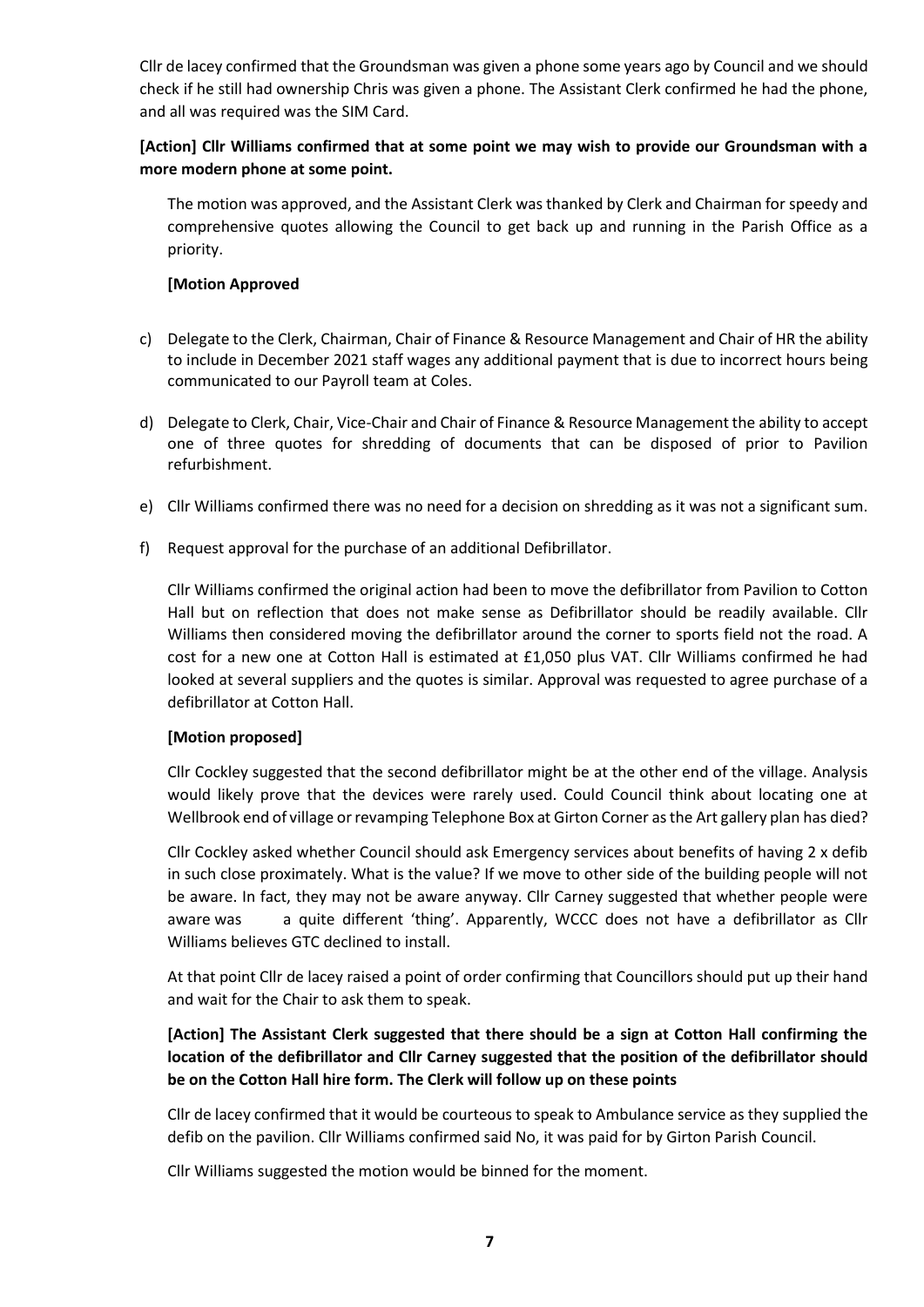Cllr de lacey confirmed that the Groundsman was given a phone some years ago by Council and we should check if he still had ownership Chris was given a phone. The Assistant Clerk confirmed he had the phone, and all was required was the SIM Card.

**[Action] Cllr Williams confirmed that at some point we may wish to provide our Groundsman with a more modern phone at some point.**

The motion was approved, and the Assistant Clerk was thanked by Clerk and Chairman for speedy and comprehensive quotes allowing the Council to get back up and running in the Parish Office as a priority.

**[Motion Approved**

c) Delegate to the Clerk, Chairman, Chair of Finance & Resource Management and Chair of HR the ability to include in December 2021 staff wages any additional payment that is due to incorrect hours being communicated to our Payroll team at Coles.

d) Delegate to Clerk, Chair, Vice-Chair and Chair of Finance & Resource Management the ability to accept one of three quotes for shredding of documents that can be disposed of prior to Pavilion refurbishment.

e) Cllr Williams confirmed there was no need for a decision on shredding as it was not a significant sum.

f) Request approval for the purchase of an additional Defibrillator.

Cllr Williams confirmed the original action had been to move the defibrillator from Pavilion to Cotton Hall but on reflection that does not make sense as Defibrillator should be readily available. Cllr Williams then considered moving the defibrillator around the corner to sports field not the road. A cost for a new one at Cotton Hall is estimated at £1,050 plus VAT. Cllr Williams confirmed he had looked at several suppliers and the quotes is similar. Approval was requested to agree purchase of a defibrillator at Cotton Hall.

**[Motion proposed]**

Cllr Cockley suggested that the second defibrillator might be at the other end of the village. Analysis would likely prove that the devices were rarely used. Could Council think about locating one at Wellbrook end of village or revamping Telephone Box at Girton Corner as the Art gallery plan has died?

Cllr Cockley asked whether Council should ask Emergency services about benefits of having 2 x defib in such close proximately. What is the value? If we move to other side of the building people will not be aware. In fact, they may not be aware anyway. Cllr Carney suggested that whether people were aware was a quite different 'thing'. Apparently, WCCC does not have a defibrillator as Cllr Williams believes GTC declined to install.

At that point Cllr de lacey raised a point of order confirming that Councillors should put up their hand and wait for the Chair to ask them to speak.

**[Action] The Assistant Clerk suggested that there should be a sign at Cotton Hall confirming the location of the defibrillator and Cllr Carney suggested that the position of the defibrillator should be on the Cotton Hall hire form. The Clerk will follow up on these points**

Cllr de lacey confirmed that it would be courteous to speak to Ambulance service as they supplied the defib on the pavilion. Cllr Williams confirmed said No, it was paid for by Girton Parish Council.

Cllr Williams suggested the motion would be binned for the moment.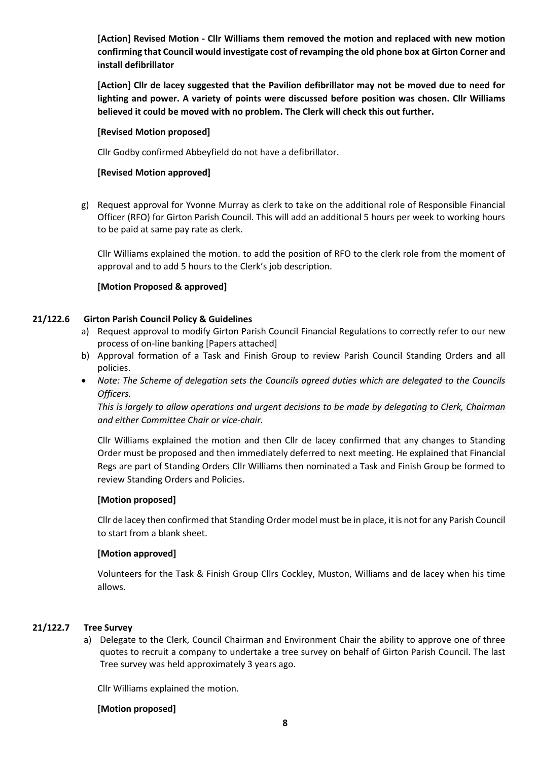**[Action] Revised Motion - Cllr Williams them removed the motion and replaced with new motion confirming that Council would investigate cost of revamping the old phone box at Girton Corner and install defibrillator**

**[Action] Cllr de lacey suggested that the Pavilion defibrillator may not be moved due to need for lighting and power. A variety of points were discussed before position was chosen. Cllr Williams believed it could be moved with no problem. The Clerk will check this out further.**

**[Revised Motion proposed]**

Cllr Godby confirmed Abbeyfield do not have a defibrillator.

**[Revised Motion approved]**

g) Request approval for Yvonne Murray as clerk to take on the additional role of Responsible Financial Officer (RFO) for Girton Parish Council. This will add an additional 5 hours per week to working hours to be paid at same pay rate as clerk.

Cllr Williams explained the motion. to add the position of RFO to the clerk role from the moment of approval and to add 5 hours to the Clerk's job description.

**[Motion Proposed & approved]**

### 21/122.6 Girton Parish Council Policy & Guidelines

a) Request approval to modify Girton Parish Council Financial Regulations to correctly refer to our new process of on-line banking [Papers attached]
b) Approval formation of a Task and Finish Group to review Parish Council Standing Orders and all policies.

- *Note: The Scheme of delegation sets the Councils agreed duties which are delegated to the Councils Officers.*
  *This is largely to allow operations and urgent decisions to be made by delegating to Clerk, Chairman and either Committee Chair or vice-chair.*

Cllr Williams explained the motion and then Cllr de lacey confirmed that any changes to Standing Order must be proposed and then immediately deferred to next meeting. He explained that Financial Regs are part of Standing Orders Cllr Williams then nominated a Task and Finish Group be formed to review Standing Orders and Policies.

**[Motion proposed]**

Cllr de lacey then confirmed that Standing Order model must be in place, it is not for any Parish Council to start from a blank sheet.

**[Motion approved]**

Volunteers for the Task & Finish Group Cllrs Cockley, Muston, Williams and de lacey when his time allows.

### 21/122.7 Tree Survey

a) Delegate to the Clerk, Council Chairman and Environment Chair the ability to approve one of three quotes to recruit a company to undertake a tree survey on behalf of Girton Parish Council. The last Tree survey was held approximately 3 years ago.

Cllr Williams explained the motion.

**[Motion proposed]**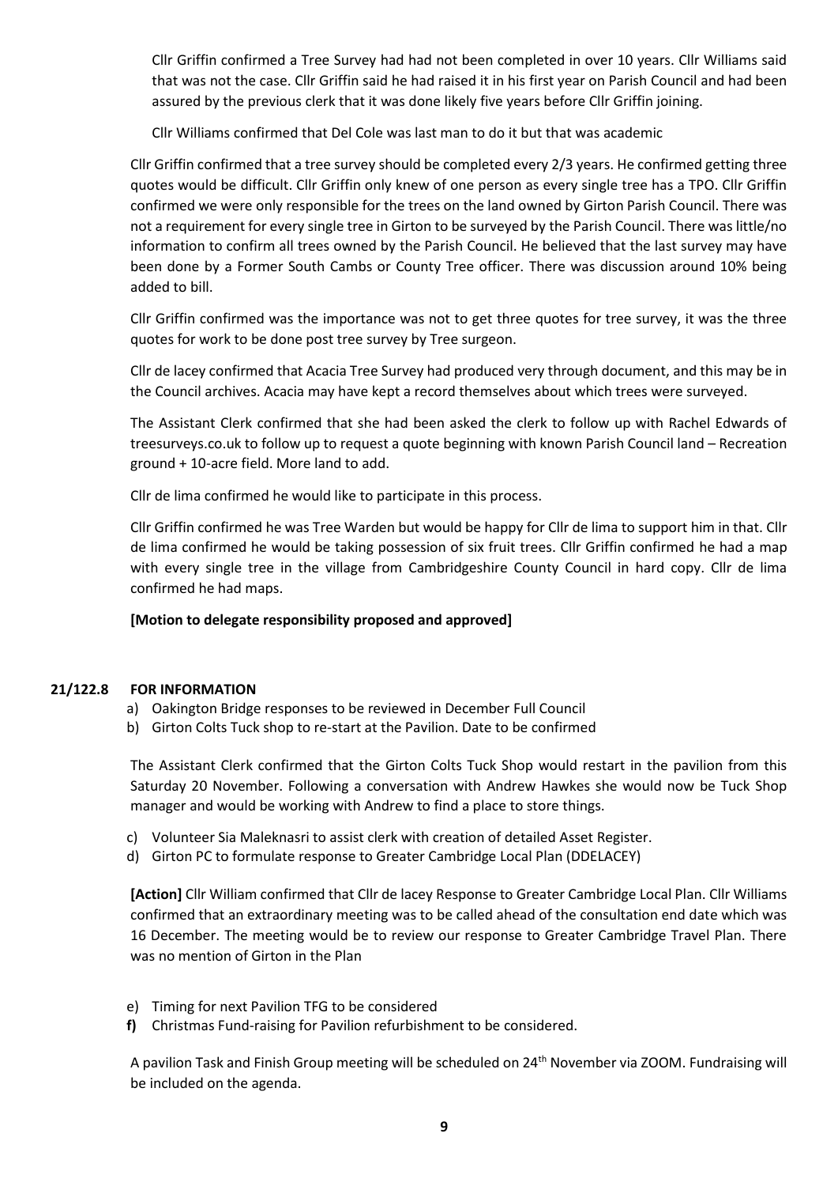Cllr Griffin confirmed a Tree Survey had had not been completed in over 10 years. Cllr Williams said that was not the case. Cllr Griffin said he had raised it in his first year on Parish Council and had been assured by the previous clerk that it was done likely five years before Cllr Griffin joining.

Cllr Williams confirmed that Del Cole was last man to do it but that was academic

Cllr Griffin confirmed that a tree survey should be completed every 2/3 years. He confirmed getting three quotes would be difficult. Cllr Griffin only knew of one person as every single tree has a TPO. Cllr Griffin confirmed we were only responsible for the trees on the land owned by Girton Parish Council. There was not a requirement for every single tree in Girton to be surveyed by the Parish Council. There was little/no information to confirm all trees owned by the Parish Council. He believed that the last survey may have been done by a Former South Cambs or County Tree officer. There was discussion around 10% being added to bill.

Cllr Griffin confirmed was the importance was not to get three quotes for tree survey, it was the three quotes for work to be done post tree survey by Tree surgeon.

Cllr de lacey confirmed that Acacia Tree Survey had produced very through document, and this may be in the Council archives. Acacia may have kept a record themselves about which trees were surveyed.

The Assistant Clerk confirmed that she had been asked the clerk to follow up with Rachel Edwards of treesurveys.co.uk to follow up to request a quote beginning with known Parish Council land – Recreation ground + 10-acre field. More land to add.

Cllr de lima confirmed he would like to participate in this process.

Cllr Griffin confirmed he was Tree Warden but would be happy for Cllr de lima to support him in that. Cllr de lima confirmed he would be taking possession of six fruit trees. Cllr Griffin confirmed he had a map with every single tree in the village from Cambridgeshire County Council in hard copy. Cllr de lima confirmed he had maps.

**[Motion to delegate responsibility proposed and approved]**

**21/122.8 FOR INFORMATION**

a) Oakington Bridge responses to be reviewed in December Full Council
b) Girton Colts Tuck shop to re-start at the Pavilion. Date to be confirmed

The Assistant Clerk confirmed that the Girton Colts Tuck Shop would restart in the pavilion from this Saturday 20 November. Following a conversation with Andrew Hawkes she would now be Tuck Shop manager and would be working with Andrew to find a place to store things.

c) Volunteer Sia Maleknasri to assist clerk with creation of detailed Asset Register.
d) Girton PC to formulate response to Greater Cambridge Local Plan (DDELACEY)

**[Action]** Cllr William confirmed that Cllr de lacey Response to Greater Cambridge Local Plan. Cllr Williams confirmed that an extraordinary meeting was to be called ahead of the consultation end date which was 16 December. The meeting would be to review our response to Greater Cambridge Travel Plan. There was no mention of Girton in the Plan

e) Timing for next Pavilion TFG to be considered
**f)** Christmas Fund-raising for Pavilion refurbishment to be considered.

A pavilion Task and Finish Group meeting will be scheduled on 24th November via ZOOM. Fundraising will be included on the agenda.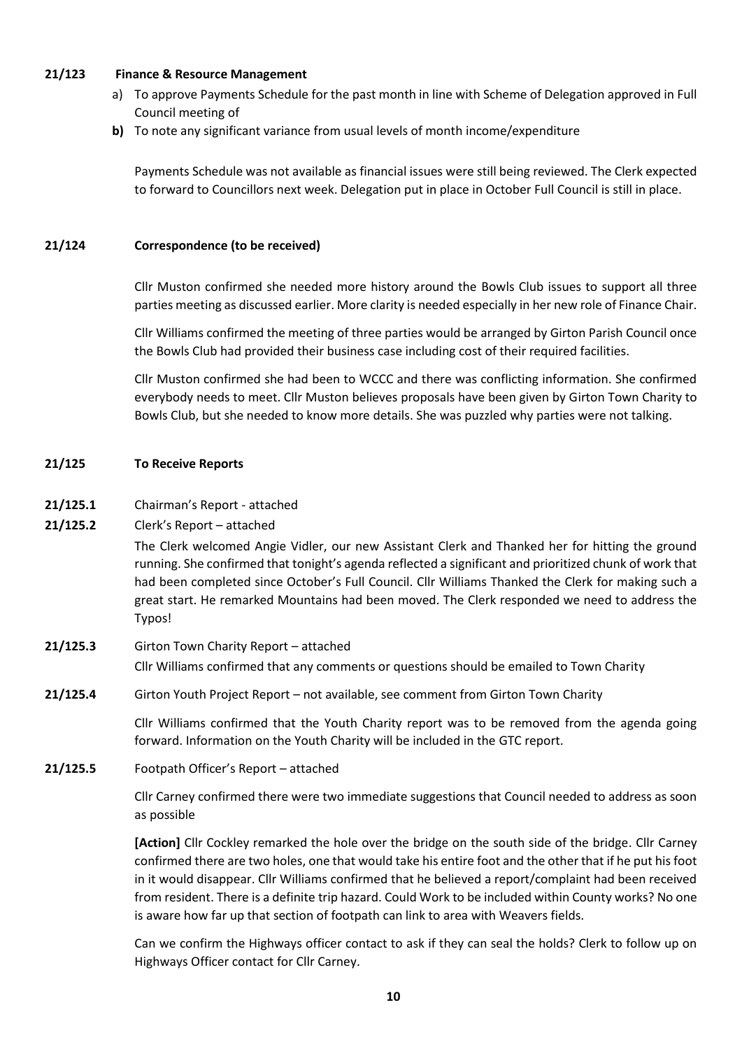**21/123 Finance & Resource Management**

a) To approve Payments Schedule for the past month in line with Scheme of Delegation approved in Full Council meeting of
**b)** To note any significant variance from usual levels of month income/expenditure

Payments Schedule was not available as financial issues were still being reviewed. The Clerk expected to forward to Councillors next week. Delegation put in place in October Full Council is still in place.

**21/124 Correspondence (to be received)**

Cllr Muston confirmed she needed more history around the Bowls Club issues to support all three parties meeting as discussed earlier. More clarity is needed especially in her new role of Finance Chair.

Cllr Williams confirmed the meeting of three parties would be arranged by Girton Parish Council once the Bowls Club had provided their business case including cost of their required facilities.

Cllr Muston confirmed she had been to WCCC and there was conflicting information. She confirmed everybody needs to meet. Cllr Muston believes proposals have been given by Girton Town Charity to Bowls Club, but she needed to know more details. She was puzzled why parties were not talking.

**21/125 To Receive Reports**

**21/125.1** Chairman's Report - attached

**21/125.2** Clerk's Report – attached

The Clerk welcomed Angie Vidler, our new Assistant Clerk and Thanked her for hitting the ground running. She confirmed that tonight's agenda reflected a significant and prioritized chunk of work that had been completed since October's Full Council. Cllr Williams Thanked the Clerk for making such a great start. He remarked Mountains had been moved. The Clerk responded we need to address the Typos!

**21/125.3** Girton Town Charity Report – attached

Cllr Williams confirmed that any comments or questions should be emailed to Town Charity

**21/125.4** Girton Youth Project Report – not available, see comment from Girton Town Charity

Cllr Williams confirmed that the Youth Charity report was to be removed from the agenda going forward. Information on the Youth Charity will be included in the GTC report.

**21/125.5** Footpath Officer's Report – attached

Cllr Carney confirmed there were two immediate suggestions that Council needed to address as soon as possible

**[Action]** Cllr Cockley remarked the hole over the bridge on the south side of the bridge. Cllr Carney confirmed there are two holes, one that would take his entire foot and the other that if he put his foot in it would disappear. Cllr Williams confirmed that he believed a report/complaint had been received from resident. There is a definite trip hazard. Could Work to be included within County works? No one is aware how far up that section of footpath can link to area with Weavers fields.

Can we confirm the Highways officer contact to ask if they can seal the holds? Clerk to follow up on Highways Officer contact for Cllr Carney.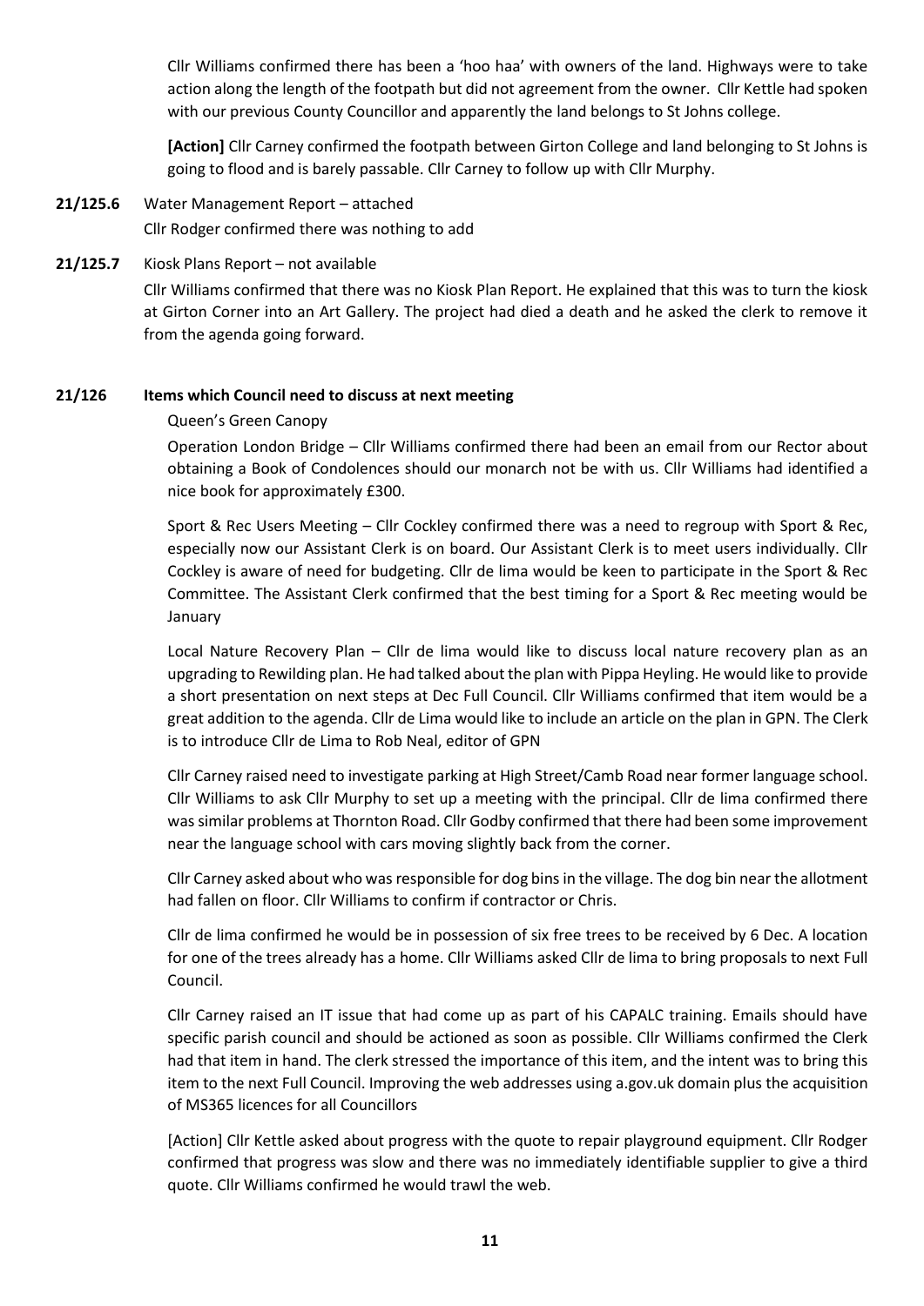Cllr Williams confirmed there has been a 'hoo haa' with owners of the land. Highways were to take action along the length of the footpath but did not agreement from the owner. Cllr Kettle had spoken with our previous County Councillor and apparently the land belongs to St Johns college.

**[Action]** Cllr Carney confirmed the footpath between Girton College and land belonging to St Johns is going to flood and is barely passable. Cllr Carney to follow up with Cllr Murphy.

**21/125.6** Water Management Report – attached

Cllr Rodger confirmed there was nothing to add

**21/125.7** Kiosk Plans Report – not available

Cllr Williams confirmed that there was no Kiosk Plan Report. He explained that this was to turn the kiosk at Girton Corner into an Art Gallery. The project had died a death and he asked the clerk to remove it from the agenda going forward.

**21/126 Items which Council need to discuss at next meeting**

Queen's Green Canopy

Operation London Bridge – Cllr Williams confirmed there had been an email from our Rector about obtaining a Book of Condolences should our monarch not be with us. Cllr Williams had identified a nice book for approximately £300.

Sport & Rec Users Meeting – Cllr Cockley confirmed there was a need to regroup with Sport & Rec, especially now our Assistant Clerk is on board. Our Assistant Clerk is to meet users individually. Cllr Cockley is aware of need for budgeting. Cllr de lima would be keen to participate in the Sport & Rec Committee. The Assistant Clerk confirmed that the best timing for a Sport & Rec meeting would be January

Local Nature Recovery Plan – Cllr de lima would like to discuss local nature recovery plan as an upgrading to Rewilding plan. He had talked about the plan with Pippa Heyling. He would like to provide a short presentation on next steps at Dec Full Council. Cllr Williams confirmed that item would be a great addition to the agenda. Cllr de Lima would like to include an article on the plan in GPN. The Clerk is to introduce Cllr de Lima to Rob Neal, editor of GPN

Cllr Carney raised need to investigate parking at High Street/Camb Road near former language school. Cllr Williams to ask Cllr Murphy to set up a meeting with the principal. Cllr de lima confirmed there was similar problems at Thornton Road. Cllr Godby confirmed that there had been some improvement near the language school with cars moving slightly back from the corner.

Cllr Carney asked about who was responsible for dog bins in the village. The dog bin near the allotment had fallen on floor. Cllr Williams to confirm if contractor or Chris.

Cllr de lima confirmed he would be in possession of six free trees to be received by 6 Dec. A location for one of the trees already has a home. Cllr Williams asked Cllr de lima to bring proposals to next Full Council.

Cllr Carney raised an IT issue that had come up as part of his CAPALC training. Emails should have specific parish council and should be actioned as soon as possible. Cllr Williams confirmed the Clerk had that item in hand. The clerk stressed the importance of this item, and the intent was to bring this item to the next Full Council. Improving the web addresses using a.gov.uk domain plus the acquisition of MS365 licences for all Councillors

[Action] Cllr Kettle asked about progress with the quote to repair playground equipment. Cllr Rodger confirmed that progress was slow and there was no immediately identifiable supplier to give a third quote. Cllr Williams confirmed he would trawl the web.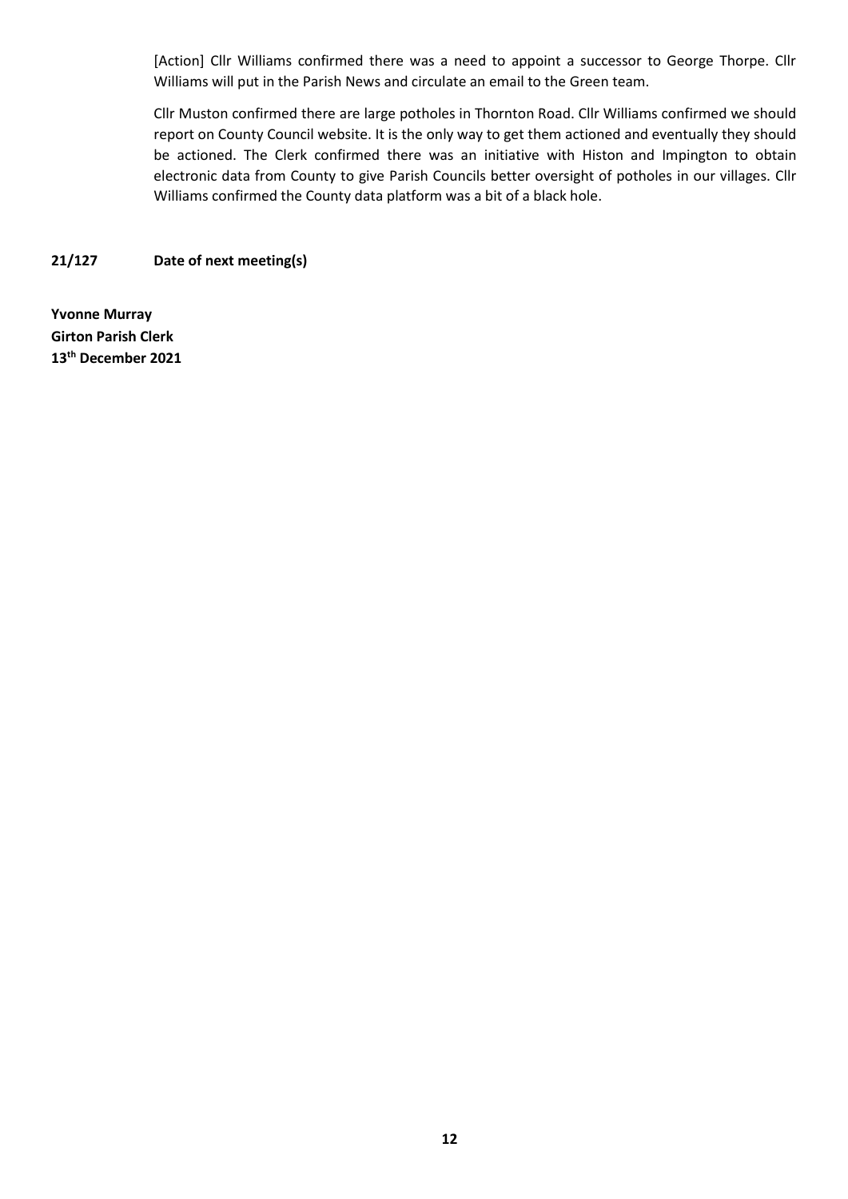[Action] Cllr Williams confirmed there was a need to appoint a successor to George Thorpe. Cllr Williams will put in the Parish News and circulate an email to the Green team.

Cllr Muston confirmed there are large potholes in Thornton Road. Cllr Williams confirmed we should report on County Council website. It is the only way to get them actioned and eventually they should be actioned. The Clerk confirmed there was an initiative with Histon and Impington to obtain electronic data from County to give Parish Councils better oversight of potholes in our villages. Cllr Williams confirmed the County data platform was a bit of a black hole.

**21/127 Date of next meeting(s)**

**Yvonne Murray**
**Girton Parish Clerk**
**13th December 2021**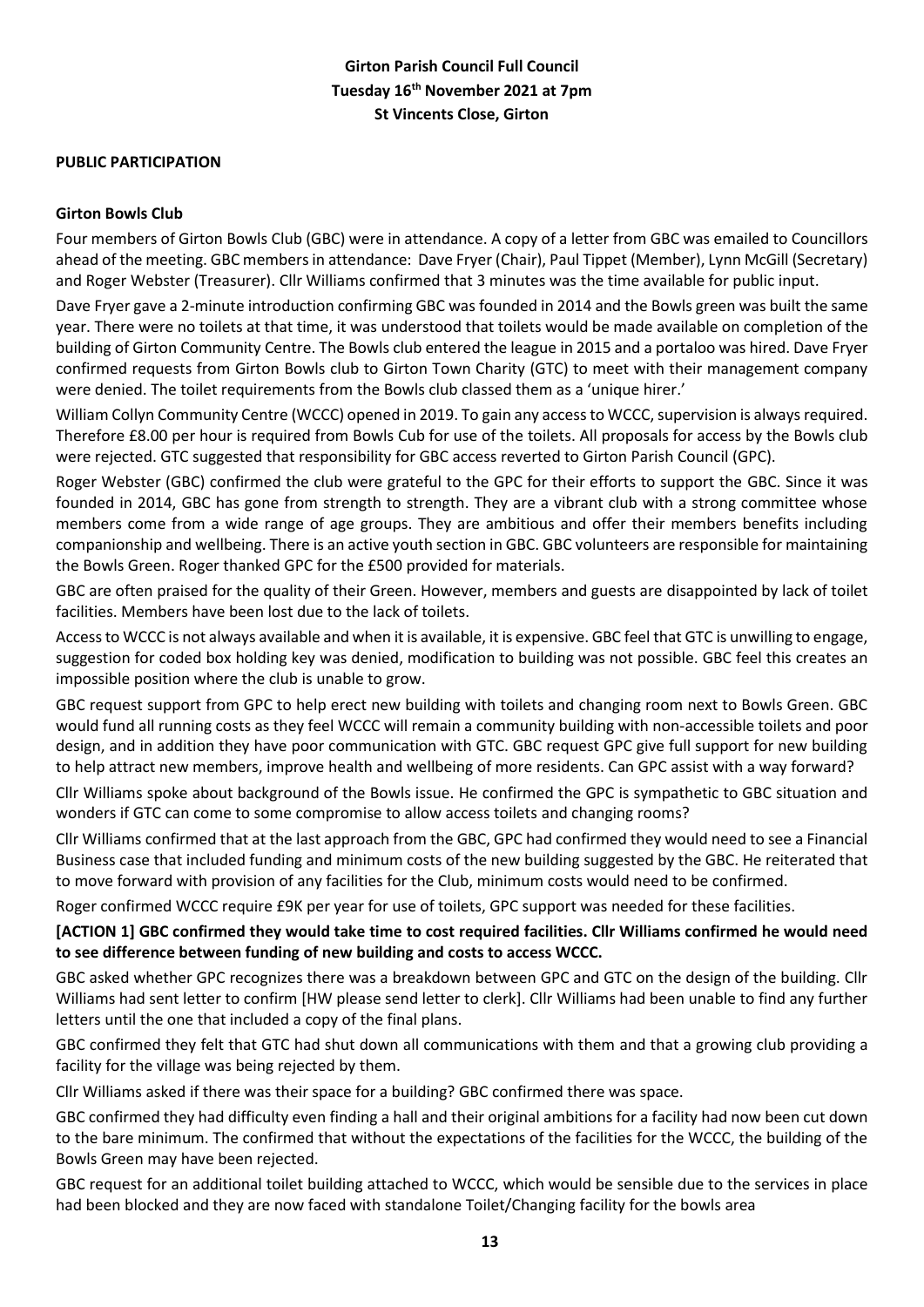**Girton Parish Council Full Council**
**Tuesday 16th November 2021 at 7pm**
**St Vincents Close, Girton**

**PUBLIC PARTICIPATION**

**Girton Bowls Club**

Four members of Girton Bowls Club (GBC) were in attendance. A copy of a letter from GBC was emailed to Councillors ahead of the meeting. GBC members in attendance: Dave Fryer (Chair), Paul Tippet (Member), Lynn McGill (Secretary) and Roger Webster (Treasurer). Cllr Williams confirmed that 3 minutes was the time available for public input.

Dave Fryer gave a 2-minute introduction confirming GBC was founded in 2014 and the Bowls green was built the same year. There were no toilets at that time, it was understood that toilets would be made available on completion of the building of Girton Community Centre. The Bowls club entered the league in 2015 and a portaloo was hired. Dave Fryer confirmed requests from Girton Bowls club to Girton Town Charity (GTC) to meet with their management company were denied. The toilet requirements from the Bowls club classed them as a 'unique hirer.'

William Collyn Community Centre (WCCC) opened in 2019. To gain any access to WCCC, supervision is always required. Therefore £8.00 per hour is required from Bowls Cub for use of the toilets. All proposals for access by the Bowls club were rejected. GTC suggested that responsibility for GBC access reverted to Girton Parish Council (GPC).

Roger Webster (GBC) confirmed the club were grateful to the GPC for their efforts to support the GBC. Since it was founded in 2014, GBC has gone from strength to strength. They are a vibrant club with a strong committee whose members come from a wide range of age groups. They are ambitious and offer their members benefits including companionship and wellbeing. There is an active youth section in GBC. GBC volunteers are responsible for maintaining the Bowls Green. Roger thanked GPC for the £500 provided for materials.

GBC are often praised for the quality of their Green. However, members and guests are disappointed by lack of toilet facilities. Members have been lost due to the lack of toilets.

Access to WCCC is not always available and when it is available, it is expensive. GBC feel that GTC is unwilling to engage, suggestion for coded box holding key was denied, modification to building was not possible. GBC feel this creates an impossible position where the club is unable to grow.

GBC request support from GPC to help erect new building with toilets and changing room next to Bowls Green. GBC would fund all running costs as they feel WCCC will remain a community building with non-accessible toilets and poor design, and in addition they have poor communication with GTC. GBC request GPC give full support for new building to help attract new members, improve health and wellbeing of more residents. Can GPC assist with a way forward?

Cllr Williams spoke about background of the Bowls issue. He confirmed the GPC is sympathetic to GBC situation and wonders if GTC can come to some compromise to allow access toilets and changing rooms?

Cllr Williams confirmed that at the last approach from the GBC, GPC had confirmed they would need to see a Financial Business case that included funding and minimum costs of the new building suggested by the GBC. He reiterated that to move forward with provision of any facilities for the Club, minimum costs would need to be confirmed.

Roger confirmed WCCC require £9K per year for use of toilets, GPC support was needed for these facilities.

**[ACTION 1] GBC confirmed they would take time to cost required facilities. Cllr Williams confirmed he would need to see difference between funding of new building and costs to access WCCC.**

GBC asked whether GPC recognizes there was a breakdown between GPC and GTC on the design of the building. Cllr Williams had sent letter to confirm [HW please send letter to clerk]. Cllr Williams had been unable to find any further letters until the one that included a copy of the final plans.

GBC confirmed they felt that GTC had shut down all communications with them and that a growing club providing a facility for the village was being rejected by them.

Cllr Williams asked if there was their space for a building? GBC confirmed there was space.

GBC confirmed they had difficulty even finding a hall and their original ambitions for a facility had now been cut down to the bare minimum. The confirmed that without the expectations of the facilities for the WCCC, the building of the Bowls Green may have been rejected.

GBC request for an additional toilet building attached to WCCC, which would be sensible due to the services in place had been blocked and they are now faced with standalone Toilet/Changing facility for the bowls area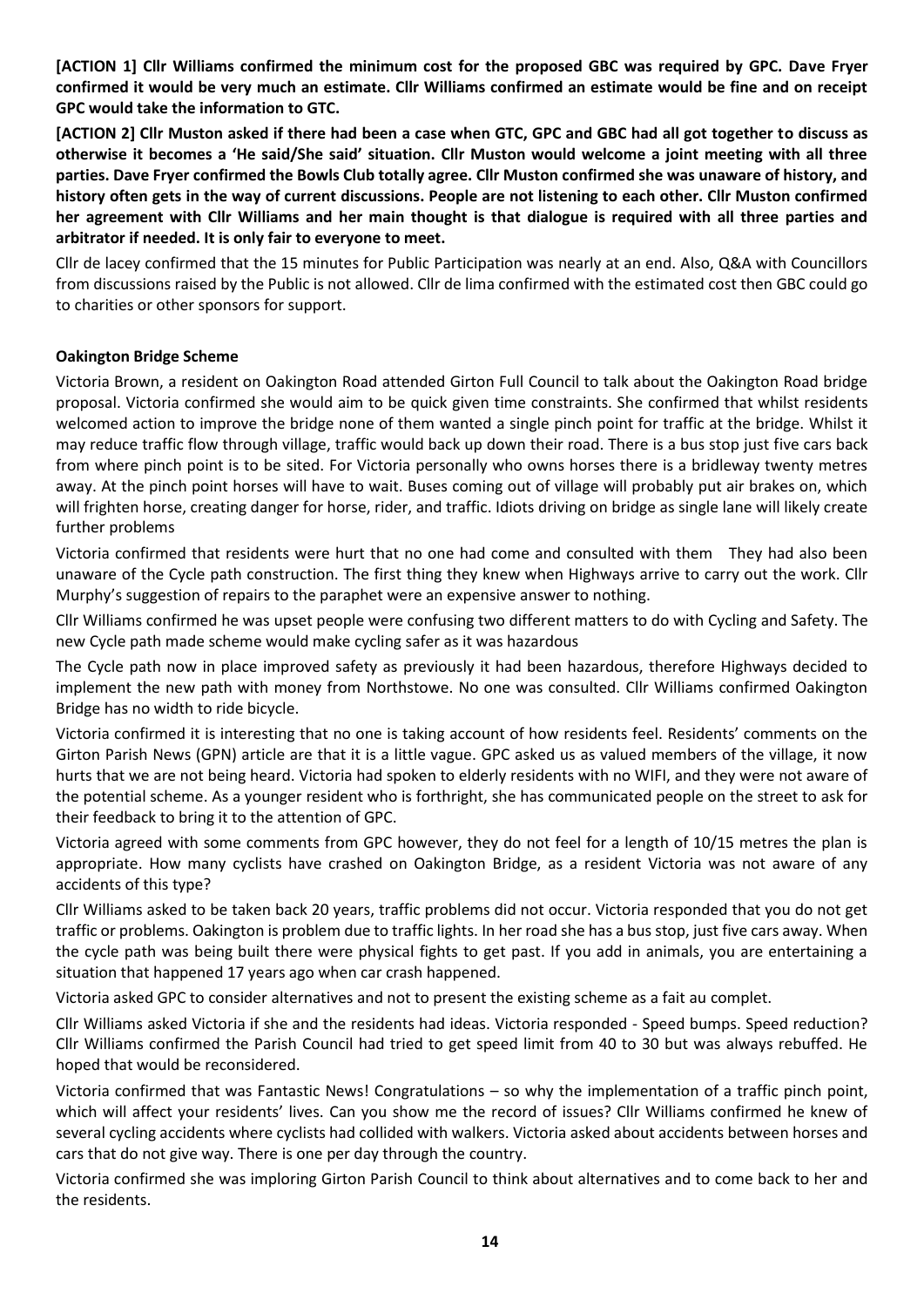**[ACTION 1] Cllr Williams confirmed the minimum cost for the proposed GBC was required by GPC. Dave Fryer confirmed it would be very much an estimate. Cllr Williams confirmed an estimate would be fine and on receipt GPC would take the information to GTC.**

**[ACTION 2] Cllr Muston asked if there had been a case when GTC, GPC and GBC had all got together to discuss as otherwise it becomes a 'He said/She said' situation. Cllr Muston would welcome a joint meeting with all three parties. Dave Fryer confirmed the Bowls Club totally agree. Cllr Muston confirmed she was unaware of history, and history often gets in the way of current discussions. People are not listening to each other. Cllr Muston confirmed her agreement with Cllr Williams and her main thought is that dialogue is required with all three parties and arbitrator if needed. It is only fair to everyone to meet.**

Cllr de lacey confirmed that the 15 minutes for Public Participation was nearly at an end. Also, Q&A with Councillors from discussions raised by the Public is not allowed. Cllr de lima confirmed with the estimated cost then GBC could go to charities or other sponsors for support.

**Oakington Bridge Scheme**

Victoria Brown, a resident on Oakington Road attended Girton Full Council to talk about the Oakington Road bridge proposal. Victoria confirmed she would aim to be quick given time constraints. She confirmed that whilst residents welcomed action to improve the bridge none of them wanted a single pinch point for traffic at the bridge. Whilst it may reduce traffic flow through village, traffic would back up down their road. There is a bus stop just five cars back from where pinch point is to be sited. For Victoria personally who owns horses there is a bridleway twenty metres away. At the pinch point horses will have to wait. Buses coming out of village will probably put air brakes on, which will frighten horse, creating danger for horse, rider, and traffic. Idiots driving on bridge as single lane will likely create further problems

Victoria confirmed that residents were hurt that no one had come and consulted with them They had also been unaware of the Cycle path construction. The first thing they knew when Highways arrive to carry out the work. Cllr Murphy's suggestion of repairs to the paraphet were an expensive answer to nothing.

Cllr Williams confirmed he was upset people were confusing two different matters to do with Cycling and Safety. The new Cycle path made scheme would make cycling safer as it was hazardous

The Cycle path now in place improved safety as previously it had been hazardous, therefore Highways decided to implement the new path with money from Northstowe. No one was consulted. Cllr Williams confirmed Oakington Bridge has no width to ride bicycle.

Victoria confirmed it is interesting that no one is taking account of how residents feel. Residents' comments on the Girton Parish News (GPN) article are that it is a little vague. GPC asked us as valued members of the village, it now hurts that we are not being heard. Victoria had spoken to elderly residents with no WIFI, and they were not aware of the potential scheme. As a younger resident who is forthright, she has communicated people on the street to ask for their feedback to bring it to the attention of GPC.

Victoria agreed with some comments from GPC however, they do not feel for a length of 10/15 metres the plan is appropriate. How many cyclists have crashed on Oakington Bridge, as a resident Victoria was not aware of any accidents of this type?

Cllr Williams asked to be taken back 20 years, traffic problems did not occur. Victoria responded that you do not get traffic or problems. Oakington is problem due to traffic lights. In her road she has a bus stop, just five cars away. When the cycle path was being built there were physical fights to get past. If you add in animals, you are entertaining a situation that happened 17 years ago when car crash happened.

Victoria asked GPC to consider alternatives and not to present the existing scheme as a fait au complet.

Cllr Williams asked Victoria if she and the residents had ideas. Victoria responded - Speed bumps. Speed reduction? Cllr Williams confirmed the Parish Council had tried to get speed limit from 40 to 30 but was always rebuffed. He hoped that would be reconsidered.

Victoria confirmed that was Fantastic News! Congratulations – so why the implementation of a traffic pinch point, which will affect your residents' lives. Can you show me the record of issues? Cllr Williams confirmed he knew of several cycling accidents where cyclists had collided with walkers. Victoria asked about accidents between horses and cars that do not give way. There is one per day through the country.

Victoria confirmed she was imploring Girton Parish Council to think about alternatives and to come back to her and the residents.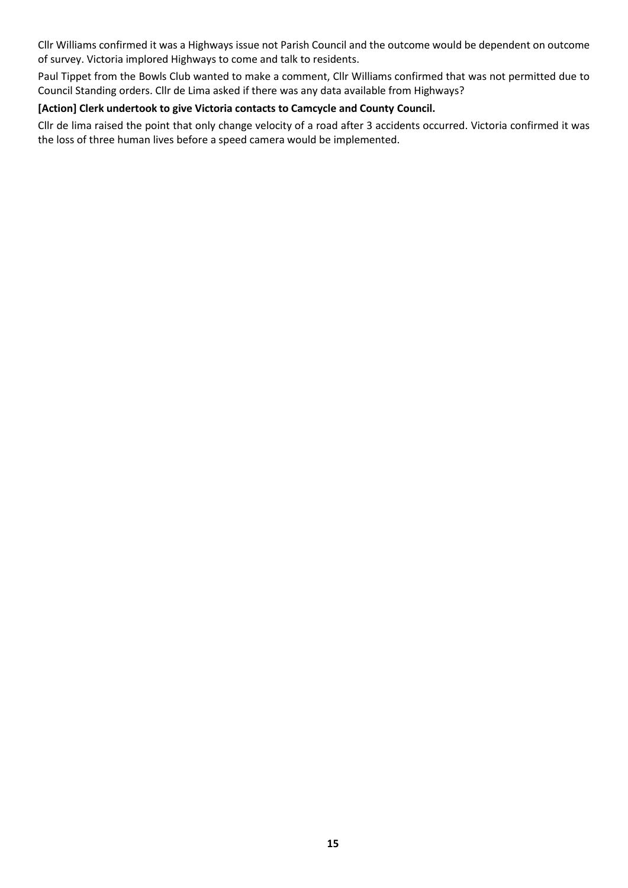Cllr Williams confirmed it was a Highways issue not Parish Council and the outcome would be dependent on outcome of survey. Victoria implored Highways to come and talk to residents.

Paul Tippet from the Bowls Club wanted to make a comment, Cllr Williams confirmed that was not permitted due to Council Standing orders. Cllr de Lima asked if there was any data available from Highways?

**[Action] Clerk undertook to give Victoria contacts to Camcycle and County Council.**

Cllr de lima raised the point that only change velocity of a road after 3 accidents occurred. Victoria confirmed it was the loss of three human lives before a speed camera would be implemented.